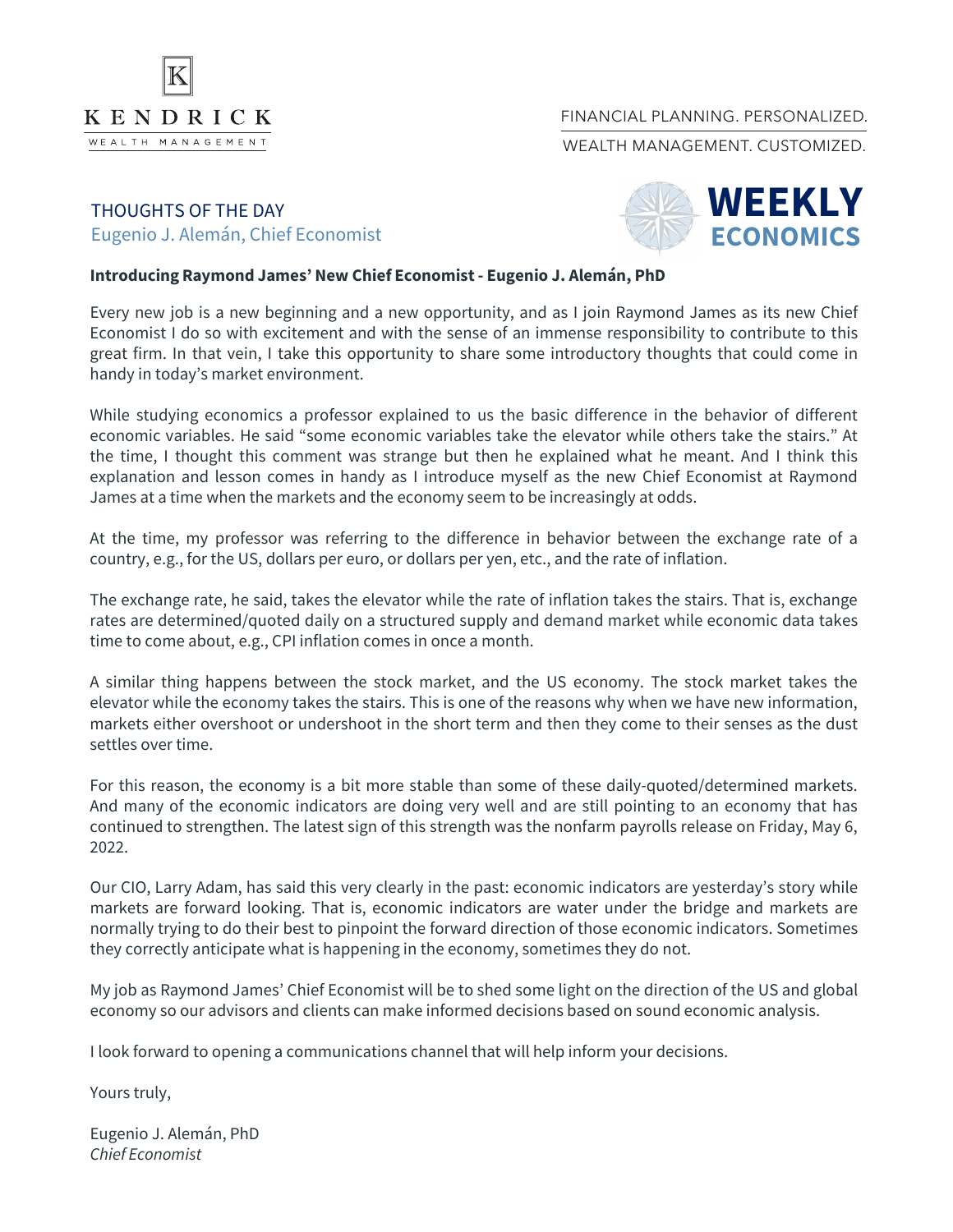KENDRICK WEALTH MANAGEMENT

FINANCIAL PLANNING. PERSONALIZED.
WEALTH MANAGEMENT. CUSTOMIZED.

THOUGHTS OF THE DAY
Eugenio J. Alemán, Chief Economist

**WEEKLY ECONOMICS**

**Introducing Raymond James' New Chief Economist - Eugenio J. Alemán, PhD**

Every new job is a new beginning and a new opportunity, and as I join Raymond James as its new Chief Economist I do so with excitement and with the sense of an immense responsibility to contribute to this great firm. In that vein, I take this opportunity to share some introductory thoughts that could come in handy in today's market environment.

While studying economics a professor explained to us the basic difference in the behavior of different economic variables. He said "some economic variables take the elevator while others take the stairs." At the time, I thought this comment was strange but then he explained what he meant. And I think this explanation and lesson comes in handy as I introduce myself as the new Chief Economist at Raymond James at a time when the markets and the economy seem to be increasingly at odds.

At the time, my professor was referring to the difference in behavior between the exchange rate of a country, e.g., for the US, dollars per euro, or dollars per yen, etc., and the rate of inflation.

The exchange rate, he said, takes the elevator while the rate of inflation takes the stairs. That is, exchange rates are determined/quoted daily on a structured supply and demand market while economic data takes time to come about, e.g., CPI inflation comes in once a month.

A similar thing happens between the stock market, and the US economy. The stock market takes the elevator while the economy takes the stairs. This is one of the reasons why when we have new information, markets either overshoot or undershoot in the short term and then they come to their senses as the dust settles over time.

For this reason, the economy is a bit more stable than some of these daily-quoted/determined markets. And many of the economic indicators are doing very well and are still pointing to an economy that has continued to strengthen. The latest sign of this strength was the nonfarm payrolls release on Friday, May 6, 2022.

Our CIO, Larry Adam, has said this very clearly in the past: economic indicators are yesterday's story while markets are forward looking. That is, economic indicators are water under the bridge and markets are normally trying to do their best to pinpoint the forward direction of those economic indicators. Sometimes they correctly anticipate what is happening in the economy, sometimes they do not.

My job as Raymond James' Chief Economist will be to shed some light on the direction of the US and global economy so our advisors and clients can make informed decisions based on sound economic analysis.

I look forward to opening a communications channel that will help inform your decisions.

Yours truly,

Eugenio J. Alemán, PhD
*Chief Economist*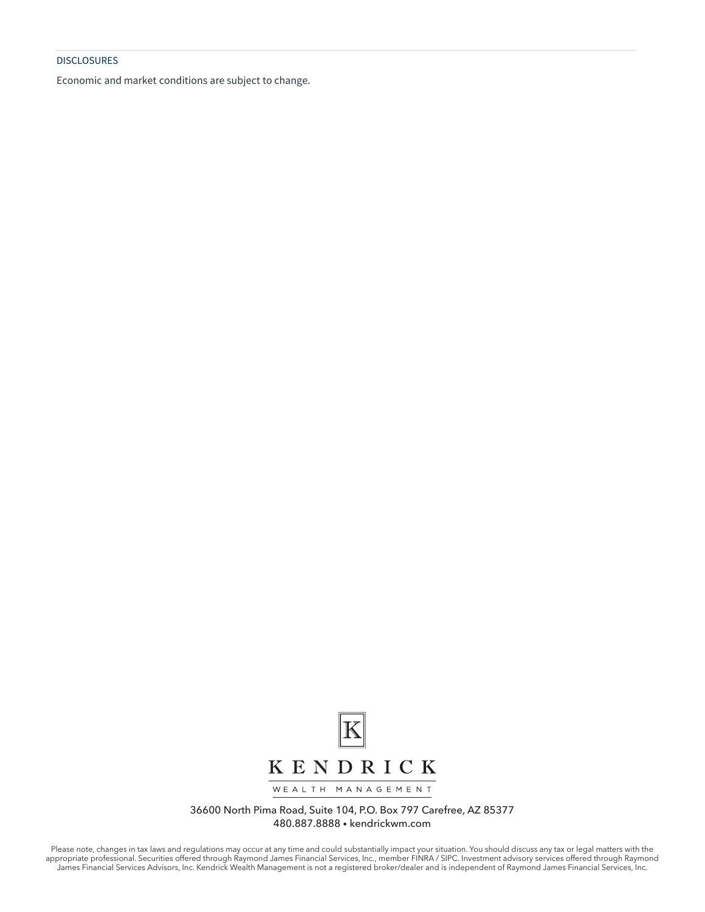DISCLOSURES

Economic and market conditions are subject to change.

KENDRICK

WEALTH MANAGEMENT

36600 North Pima Road, Suite 104, P.O. Box 797 Carefree, AZ 85377
480.887.8888 • kendrickwm.com

Please note, changes in tax laws and regulations may occur at any time and could substantially impact your situation. You should discuss any tax or legal matters with the appropriate professional. Securities offered through Raymond James Financial Services, Inc., member FINRA / SIPC. Investment advisory services offered through Raymond James Financial Services Advisors, Inc. Kendrick Wealth Management is not a registered broker/dealer and is independent of Raymond James Financial Services, Inc.